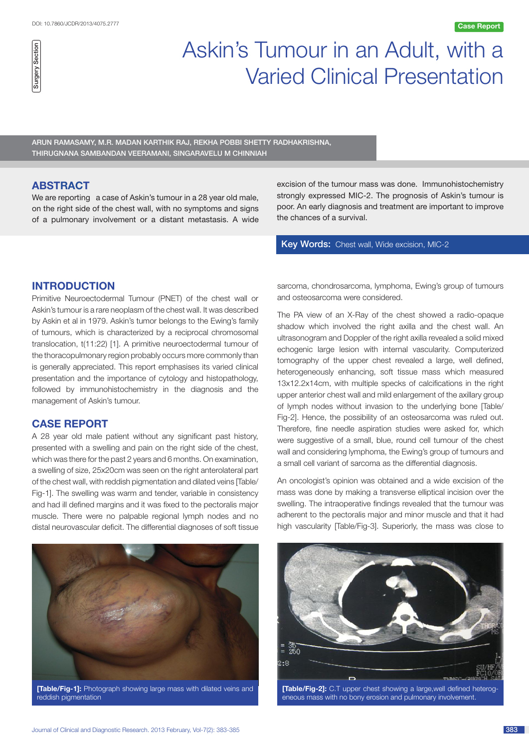# Askin's Tumour in an Adult, with a Varied Clinical Presentation

Surgery Section

Case Report

ARUN RAMASAMY, M.R. MADAN KARTHIK RAJ, REKHA POBBI SHETTY RADHAKRISHNA, THIRUGNANA SAMBANDAN VEERAMANI, SINGARAVELU M CHINNIAH

## ABSTRACT

We are reporting a case of Askin's tumour in a 28 year old male, on the right side of the chest wall, with no symptoms and signs of a pulmonary involvement or a distant metastasis. A wide excision of the tumour mass was done. Immunohistochemistry strongly expressed MIC-2. The prognosis of Askin's tumour is poor. An early diagnosis and treatment are important to improve the chances of a survival.

**Key Words:** Chest wall, Wide excision, MIC-2

## INTRODUCTION

Primitive Neuroectodermal Tumour (PNET) of the chest wall or Askin's tumour is a rare neoplasm of the chest wall. It was described by Askin et al in 1979. Askin's tumor belongs to the Ewing's family of tumours, which is characterized by a reciprocal chromosomal translocation, t(11:22) [1]. A primitive neuroectodermal tumour of the thoracopulmonary region probably occurs more commonly than is generally appreciated. This report emphasises its varied clinical presentation and the importance of cytology and histopathology, followed by immunohistochemistry in the diagnosis and the management of Askin's tumour.

## CASE REPORT

A 28 year old male patient without any significant past history, presented with a swelling and pain on the right side of the chest, which was there for the past 2 years and 6 months. On examination, a swelling of size, 25x20cm was seen on the right anterolateral part of the chest wall, with reddish pigmentation and dilated veins [Table/Fig-1]. The swelling was warm and tender, variable in consistency and had ill defined margins and it was fixed to the pectoralis major muscle. There were no palpable regional lymph nodes and no distal neurovascular deficit. The differential diagnoses of soft tissue sarcoma, chondrosarcoma, lymphoma, Ewing's group of tumours and osteosarcoma were considered.

The PA view of an X-Ray of the chest showed a radio-opaque shadow which involved the right axilla and the chest wall. An ultrasonogram and Doppler of the right axilla revealed a solid mixed echogenic large lesion with internal vascularity. Computerized tomography of the upper chest revealed a large, well defined, heterogeneously enhancing, soft tissue mass which measured 13x12.2x14cm, with multiple specks of calcifications in the right upper anterior chest wall and mild enlargement of the axillary group of lymph nodes without invasion to the underlying bone [Table/Fig-2]. Hence, the possibility of an osteosarcoma was ruled out. Therefore, fine needle aspiration studies were asked for, which were suggestive of a small, blue, round cell tumour of the chest wall and considering lymphoma, the Ewing's group of tumours and a small cell variant of sarcoma as the differential diagnosis.

An oncologist's opinion was obtained and a wide excision of the mass was done by making a transverse elliptical incision over the swelling. The intraoperative findings revealed that the tumour was adherent to the pectoralis major and minor muscle and that it had high vascularity [Table/Fig-3]. Superiorly, the mass was close to

**[Table/Fig-1]:** Photograph showing large mass with dilated veins and reddish pigmentation

**[Table/Fig-2]:** C.T upper chest showing a large,well defined heterogeneous mass with no bony erosion and pulmonary involvement.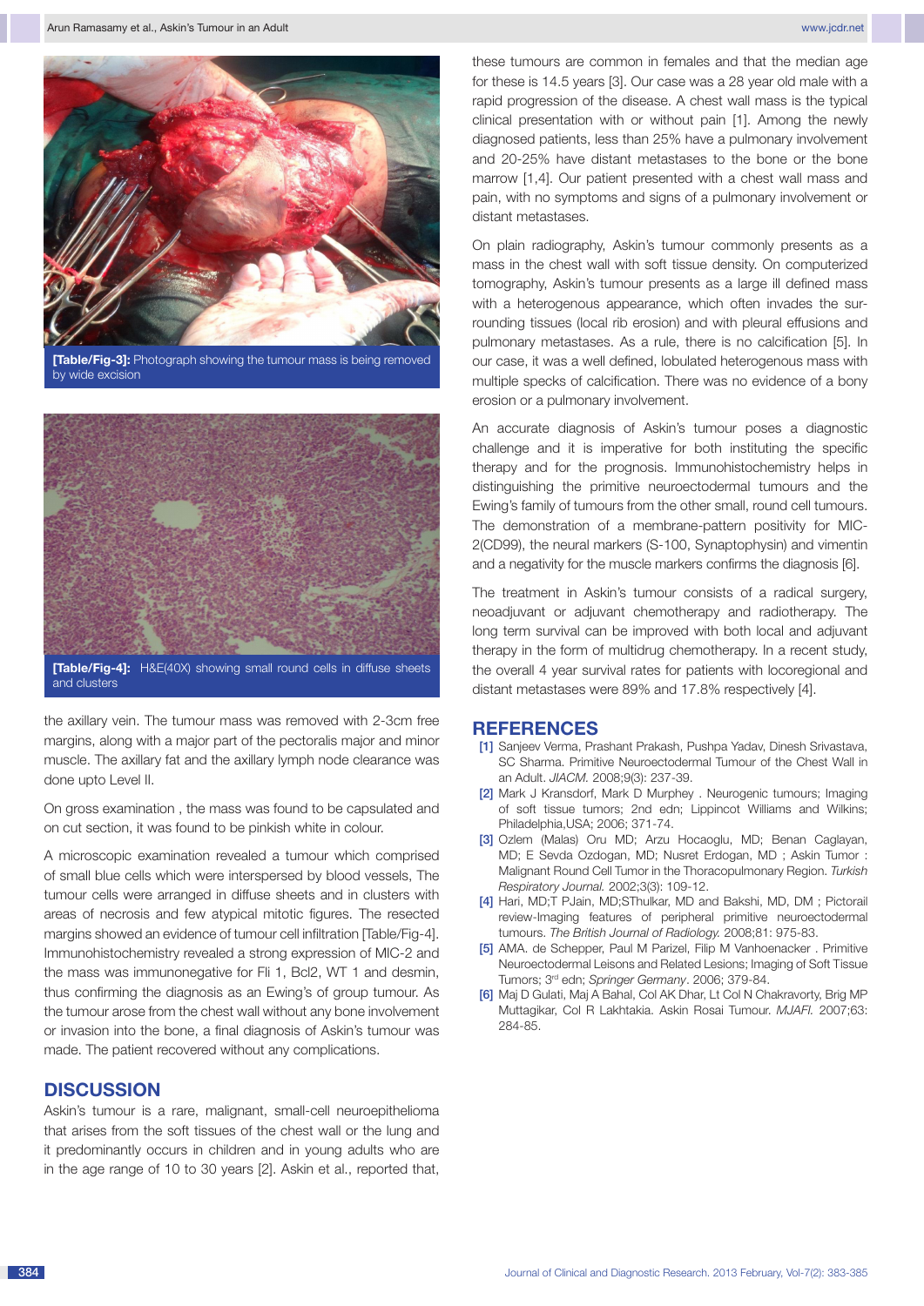[Table/Fig-3]: Photograph showing the tumour mass is being removed by wide excision

[Table/Fig-4]: H&E(40X) showing small round cells in diffuse sheets and clusters

the axillary vein. The tumour mass was removed with 2-3cm free margins, along with a major part of the pectoralis major and minor muscle. The axillary fat and the axillary lymph node clearance was done upto Level II.

On gross examination , the mass was found to be capsulated and on cut section, it was found to be pinkish white in colour.

A microscopic examination revealed a tumour which comprised of small blue cells which were interspersed by blood vessels, The tumour cells were arranged in diffuse sheets and in clusters with areas of necrosis and few atypical mitotic figures. The resected margins showed an evidence of tumour cell infiltration [Table/Fig-4]. Immunohistochemistry revealed a strong expression of MIC-2 and the mass was immunonegative for Fli 1, Bcl2, WT 1 and desmin, thus confirming the diagnosis as an Ewing's of group tumour. As the tumour arose from the chest wall without any bone involvement or invasion into the bone, a final diagnosis of Askin's tumour was made. The patient recovered without any complications.

## DISCUSSION

Askin's tumour is a rare, malignant, small-cell neuroepithelioma that arises from the soft tissues of the chest wall or the lung and it predominantly occurs in children and in young adults who are in the age range of 10 to 30 years [2]. Askin et al., reported that, these tumours are common in females and that the median age for these is 14.5 years [3]. Our case was a 28 year old male with a rapid progression of the disease. A chest wall mass is the typical clinical presentation with or without pain [1]. Among the newly diagnosed patients, less than 25% have a pulmonary involvement and 20-25% have distant metastases to the bone or the bone marrow [1,4]. Our patient presented with a chest wall mass and pain, with no symptoms and signs of a pulmonary involvement or distant metastases.

On plain radiography, Askin's tumour commonly presents as a mass in the chest wall with soft tissue density. On computerized tomography, Askin's tumour presents as a large ill defined mass with a heterogenous appearance, which often invades the surrounding tissues (local rib erosion) and with pleural effusions and pulmonary metastases. As a rule, there is no calcification [5]. In our case, it was a well defined, lobulated heterogenous mass with multiple specks of calcification. There was no evidence of a bony erosion or a pulmonary involvement.

An accurate diagnosis of Askin's tumour poses a diagnostic challenge and it is imperative for both instituting the specific therapy and for the prognosis. Immunohistochemistry helps in distinguishing the primitive neuroectodermal tumours and the Ewing's family of tumours from the other small, round cell tumours. The demonstration of a membrane-pattern positivity for MIC-2(CD99), the neural markers (S-100, Synaptophysin) and vimentin and a negativity for the muscle markers confirms the diagnosis [6].

The treatment in Askin's tumour consists of a radical surgery, neoadjuvant or adjuvant chemotherapy and radiotherapy. The long term survival can be improved with both local and adjuvant therapy in the form of multidrug chemotherapy. In a recent study, the overall 4 year survival rates for patients with locoregional and distant metastases were 89% and 17.8% respectively [4].

## REFERENCES

[1] Sanjeev Verma, Prashant Prakash, Pushpa Yadav, Dinesh Srivastava, SC Sharma. Primitive Neuroectodermal Tumour of the Chest Wall in an Adult. *JIACM.* 2008;9(3): 237-39.

[2] Mark J Kransdorf, Mark D Murphey . Neurogenic tumours; Imaging of soft tissue tumors; 2nd edn; Lippincot Williams and Wilkins; Philadelphia,USA; 2006; 371-74.

[3] Ozlem (Malas) Oru MD; Arzu Hocaoglu, MD; Benan Caglayan, MD; E Sevda Ozdogan, MD; Nusret Erdogan, MD ; Askin Tumor : Malignant Round Cell Tumor in the Thoracopulmonary Region. *Turkish Respiratory Journal.* 2002;3(3): 109-12.

[4] Hari, MD;T PJain, MD;SThulkar, MD and Bakshi, MD, DM ; Pictorail review-Imaging features of peripheral primitive neuroectodermal tumours. *The British Journal of Radiology.* 2008;81: 975-83.

[5] AMA. de Schepper, Paul M Parizel, Filip M Vanhoenacker . Primitive Neuroectodermal Leisons and Related Lesions; Imaging of Soft Tissue Tumors; 3rd edn; *Springer Germany*. 2006; 379-84.

[6] Maj D Gulati, Maj A Bahal, Col AK Dhar, Lt Col N Chakravorty, Brig MP Muttagikar, Col R Lakhtakia. Askin Rosai Tumour. *MJAFI.* 2007;63: 284-85.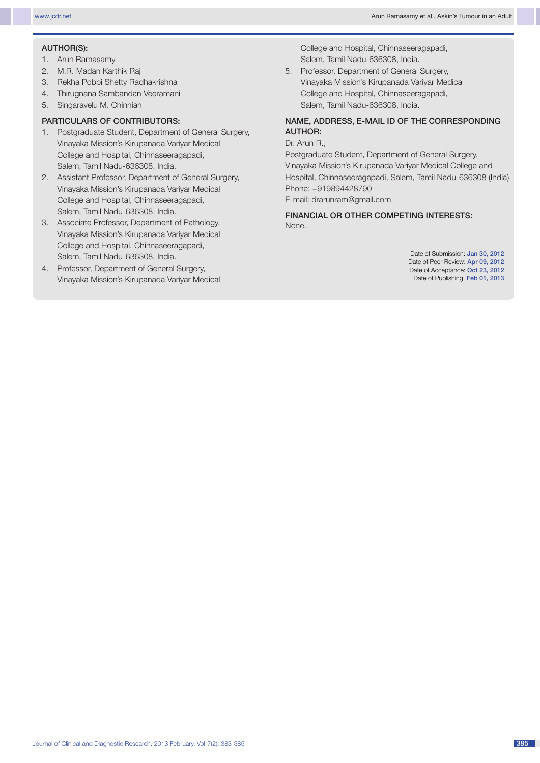## AUTHOR(S):

1. Arun Ramasamy
2. M.R. Madan Karthik Raj
3. Rekha Pobbi Shetty Radhakrishna
4. Thirugnana Sambandan Veeramani
5. Singaravelu M. Chinniah

## PARTICULARS OF CONTRIBUTORS:

1. Postgraduate Student, Department of General Surgery, Vinayaka Mission's Kirupanada Variyar Medical College and Hospital, Chinnaseeragapadi, Salem, Tamil Nadu-636308, India.
2. Assistant Professor, Department of General Surgery, Vinayaka Mission's Kirupanada Variyar Medical College and Hospital, Chinnaseeragapadi, Salem, Tamil Nadu-636308, India.
3. Associate Professor, Department of Pathology, Vinayaka Mission's Kirupanada Variyar Medical College and Hospital, Chinnaseeragapadi, Salem, Tamil Nadu-636308, India.
4. Professor, Department of General Surgery, Vinayaka Mission's Kirupanada Variyar Medical College and Hospital, Chinnaseeragapadi, Salem, Tamil Nadu-636308, India.
5. Professor, Department of General Surgery, Vinayaka Mission's Kirupanada Variyar Medical College and Hospital, Chinnaseeragapadi, Salem, Tamil Nadu-636308, India.

## NAME, ADDRESS, E-MAIL ID OF THE CORRESPONDING AUTHOR:

Dr. Arun R.,
Postgraduate Student, Department of General Surgery, Vinayaka Mission's Kirupanada Variyar Medical College and Hospital, Chinnaseeragapadi, Salem, Tamil Nadu-636308 (India)
Phone: +919894428790
E-mail: drarunram@gmail.com

## FINANCIAL OR OTHER COMPETING INTERESTS:

None.

Date of Submission: Jan 30, 2012
Date of Peer Review: Apr 09, 2012
Date of Acceptance: Oct 23, 2012
Date of Publishing: Feb 01, 2013